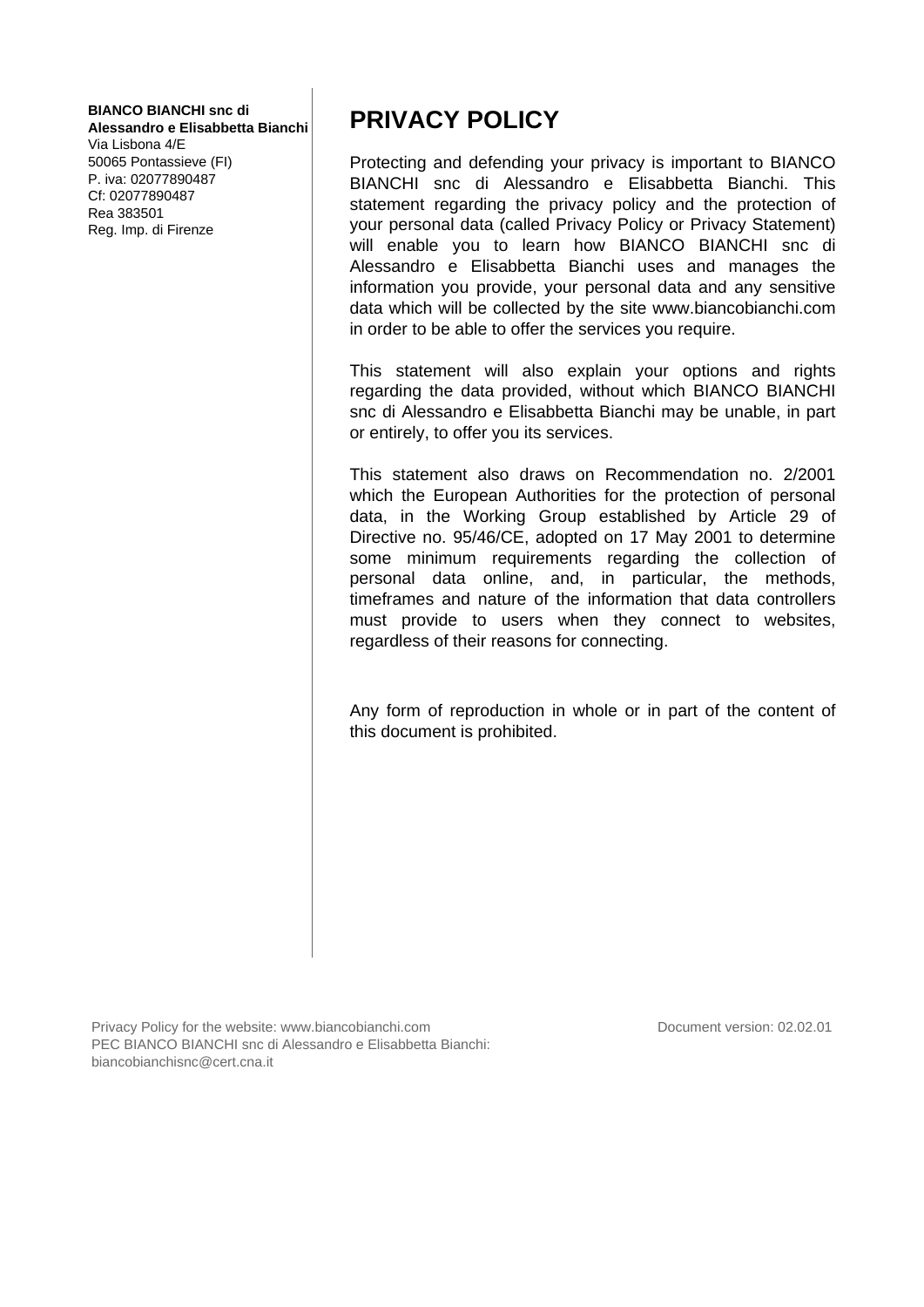**BIANCO BIANCHI snc di Alessandro e Elisabbetta Bianchi**
Via Lisbona 4/E
50065 Pontassieve (FI)
P. iva: 02077890487
Cf: 02077890487
Rea 383501
Reg. Imp. di Firenze

# PRIVACY POLICY

Protecting and defending your privacy is important to BIANCO BIANCHI snc di Alessandro e Elisabbetta Bianchi. This statement regarding the privacy policy and the protection of your personal data (called Privacy Policy or Privacy Statement) will enable you to learn how BIANCO BIANCHI snc di Alessandro e Elisabbetta Bianchi uses and manages the information you provide, your personal data and any sensitive data which will be collected by the site www.biancobianchi.com in order to be able to offer the services you require.

This statement will also explain your options and rights regarding the data provided, without which BIANCO BIANCHI snc di Alessandro e Elisabbetta Bianchi may be unable, in part or entirely, to offer you its services.

This statement also draws on Recommendation no. 2/2001 which the European Authorities for the protection of personal data, in the Working Group established by Article 29 of Directive no. 95/46/CE, adopted on 17 May 2001 to determine some minimum requirements regarding the collection of personal data online, and, in particular, the methods, timeframes and nature of the information that data controllers must provide to users when they connect to websites, regardless of their reasons for connecting.

Any form of reproduction in whole or in part of the content of this document is prohibited.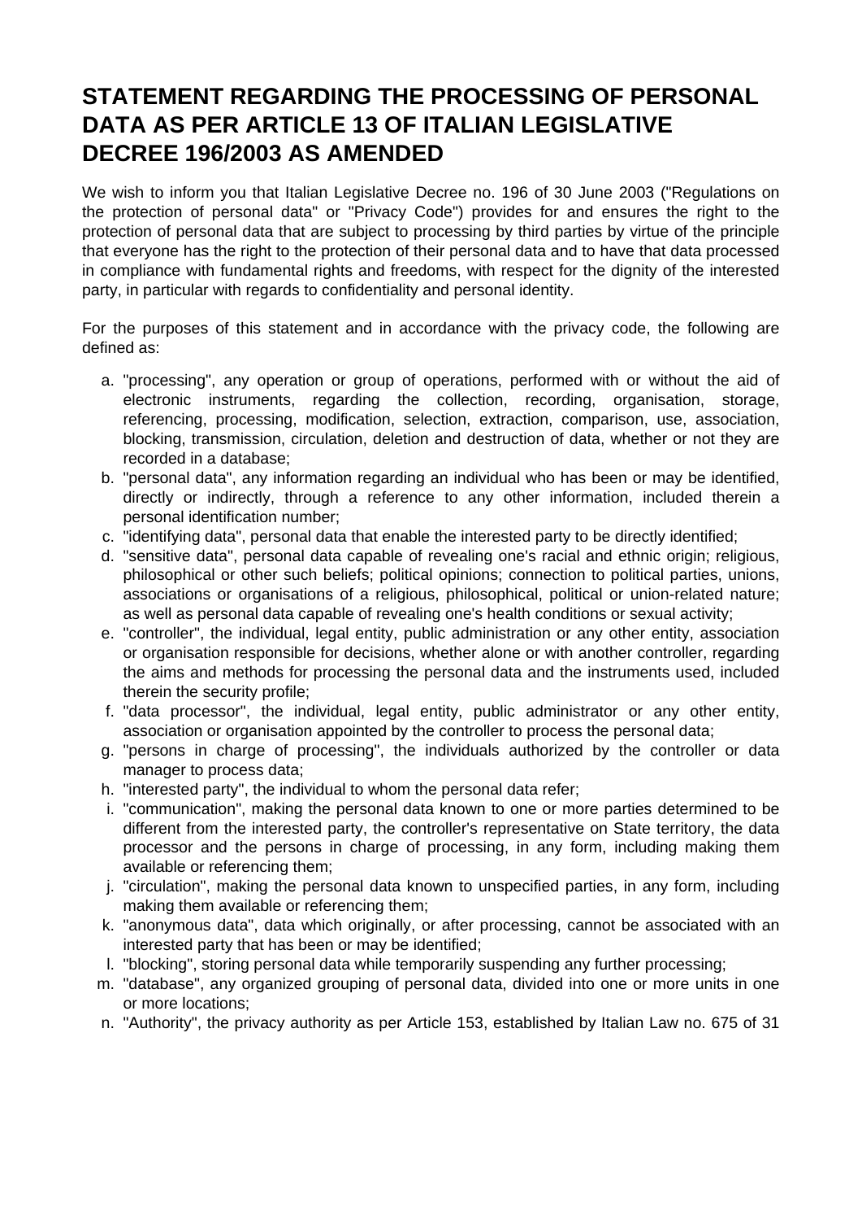# STATEMENT REGARDING THE PROCESSING OF PERSONAL DATA AS PER ARTICLE 13 OF ITALIAN LEGISLATIVE DECREE 196/2003 AS AMENDED

We wish to inform you that Italian Legislative Decree no. 196 of 30 June 2003 ("Regulations on the protection of personal data" or "Privacy Code") provides for and ensures the right to the protection of personal data that are subject to processing by third parties by virtue of the principle that everyone has the right to the protection of their personal data and to have that data processed in compliance with fundamental rights and freedoms, with respect for the dignity of the interested party, in particular with regards to confidentiality and personal identity.

For the purposes of this statement and in accordance with the privacy code, the following are defined as:

a. "processing", any operation or group of operations, performed with or without the aid of electronic instruments, regarding the collection, recording, organisation, storage, referencing, processing, modification, selection, extraction, comparison, use, association, blocking, transmission, circulation, deletion and destruction of data, whether or not they are recorded in a database;
b. "personal data", any information regarding an individual who has been or may be identified, directly or indirectly, through a reference to any other information, included therein a personal identification number;
c. "identifying data", personal data that enable the interested party to be directly identified;
d. "sensitive data", personal data capable of revealing one's racial and ethnic origin; religious, philosophical or other such beliefs; political opinions; connection to political parties, unions, associations or organisations of a religious, philosophical, political or union-related nature; as well as personal data capable of revealing one's health conditions or sexual activity;
e. "controller", the individual, legal entity, public administration or any other entity, association or organisation responsible for decisions, whether alone or with another controller, regarding the aims and methods for processing the personal data and the instruments used, included therein the security profile;
f. "data processor", the individual, legal entity, public administrator or any other entity, association or organisation appointed by the controller to process the personal data;
g. "persons in charge of processing", the individuals authorized by the controller or data manager to process data;
h. "interested party", the individual to whom the personal data refer;
i. "communication", making the personal data known to one or more parties determined to be different from the interested party, the controller's representative on State territory, the data processor and the persons in charge of processing, in any form, including making them available or referencing them;
j. "circulation", making the personal data known to unspecified parties, in any form, including making them available or referencing them;
k. "anonymous data", data which originally, or after processing, cannot be associated with an interested party that has been or may be identified;
l. "blocking", storing personal data while temporarily suspending any further processing;
m. "database", any organized grouping of personal data, divided into one or more units in one or more locations;
n. "Authority", the privacy authority as per Article 153, established by Italian Law no. 675 of 31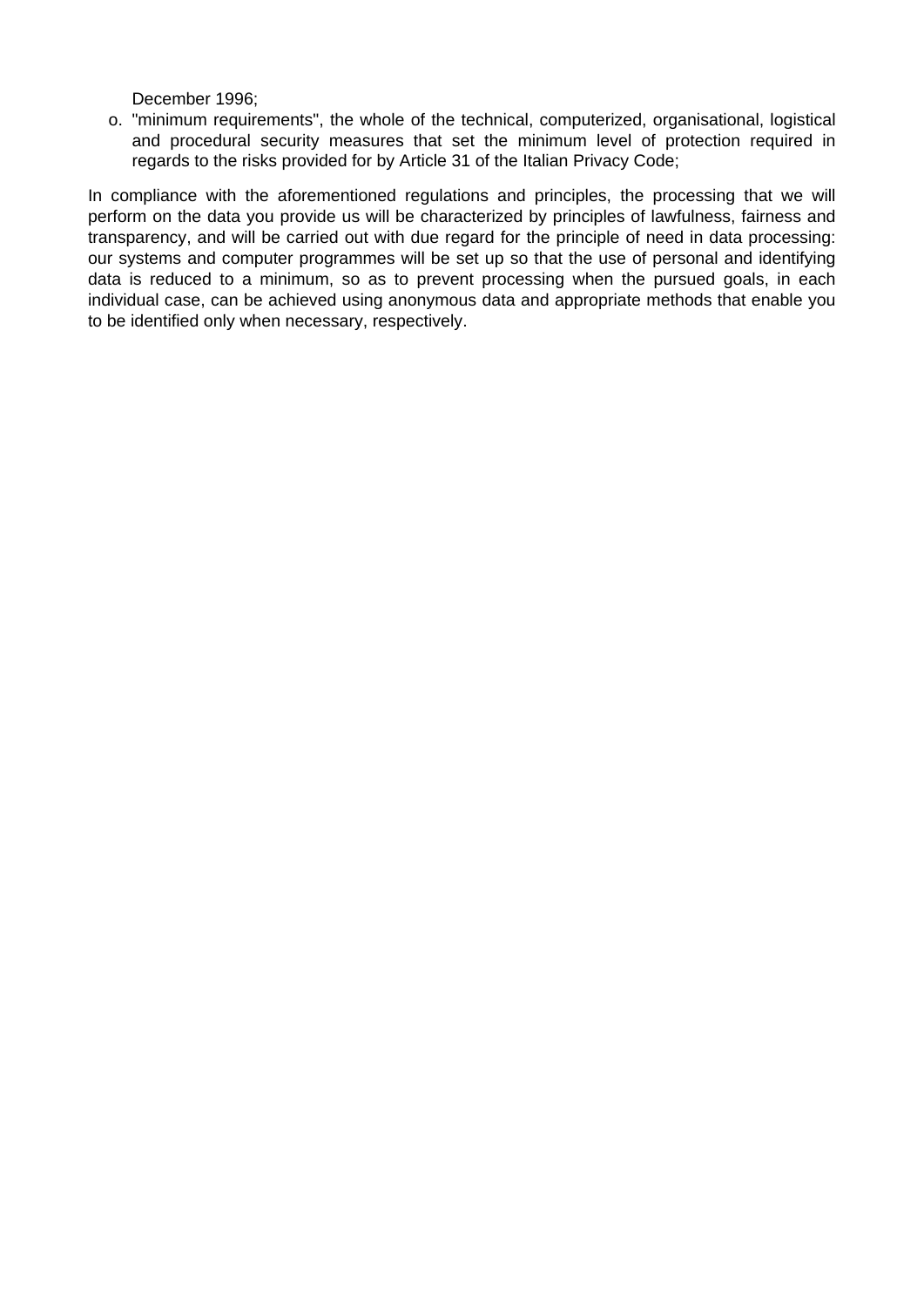December 1996;

o. "minimum requirements", the whole of the technical, computerized, organisational, logistical and procedural security measures that set the minimum level of protection required in regards to the risks provided for by Article 31 of the Italian Privacy Code;

In compliance with the aforementioned regulations and principles, the processing that we will perform on the data you provide us will be characterized by principles of lawfulness, fairness and transparency, and will be carried out with due regard for the principle of need in data processing: our systems and computer programmes will be set up so that the use of personal and identifying data is reduced to a minimum, so as to prevent processing when the pursued goals, in each individual case, can be achieved using anonymous data and appropriate methods that enable you to be identified only when necessary, respectively.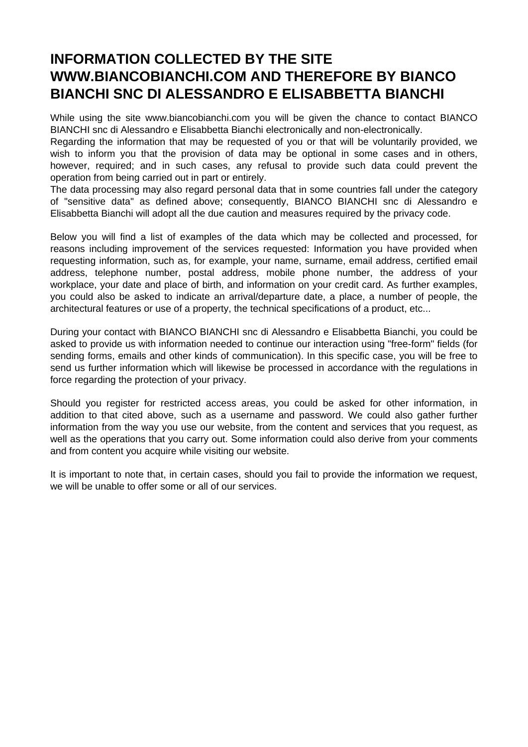# INFORMATION COLLECTED BY THE SITE WWW.BIANCOBIANCHI.COM AND THEREFORE BY BIANCO BIANCHI SNC DI ALESSANDRO E ELISABBETTA BIANCHI

While using the site www.biancobianchi.com you will be given the chance to contact BIANCO BIANCHI snc di Alessandro e Elisabbetta Bianchi electronically and non-electronically.
Regarding the information that may be requested of you or that will be voluntarily provided, we wish to inform you that the provision of data may be optional in some cases and in others, however, required; and in such cases, any refusal to provide such data could prevent the operation from being carried out in part or entirely.
The data processing may also regard personal data that in some countries fall under the category of "sensitive data" as defined above; consequently, BIANCO BIANCHI snc di Alessandro e Elisabbetta Bianchi will adopt all the due caution and measures required by the privacy code.

Below you will find a list of examples of the data which may be collected and processed, for reasons including improvement of the services requested: Information you have provided when requesting information, such as, for example, your name, surname, email address, certified email address, telephone number, postal address, mobile phone number, the address of your workplace, your date and place of birth, and information on your credit card. As further examples, you could also be asked to indicate an arrival/departure date, a place, a number of people, the architectural features or use of a property, the technical specifications of a product, etc...

During your contact with BIANCO BIANCHI snc di Alessandro e Elisabbetta Bianchi, you could be asked to provide us with information needed to continue our interaction using "free-form" fields (for sending forms, emails and other kinds of communication). In this specific case, you will be free to send us further information which will likewise be processed in accordance with the regulations in force regarding the protection of your privacy.

Should you register for restricted access areas, you could be asked for other information, in addition to that cited above, such as a username and password. We could also gather further information from the way you use our website, from the content and services that you request, as well as the operations that you carry out. Some information could also derive from your comments and from content you acquire while visiting our website.

It is important to note that, in certain cases, should you fail to provide the information we request, we will be unable to offer some or all of our services.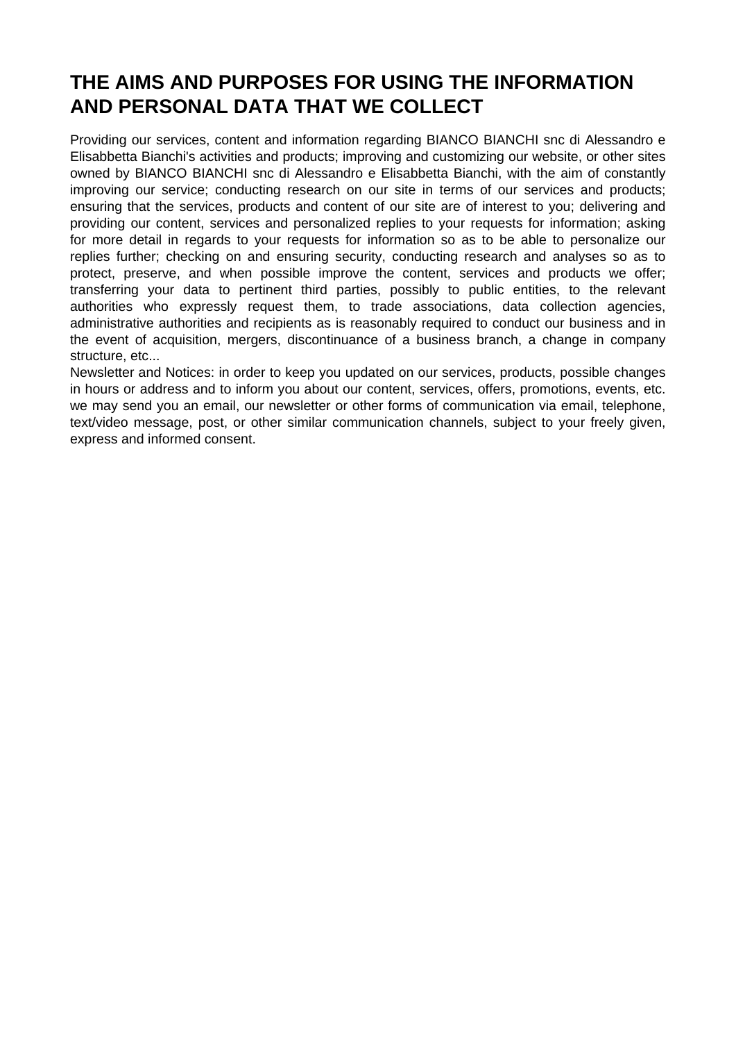## THE AIMS AND PURPOSES FOR USING THE INFORMATION AND PERSONAL DATA THAT WE COLLECT

Providing our services, content and information regarding BIANCO BIANCHI snc di Alessandro e Elisabbetta Bianchi's activities and products; improving and customizing our website, or other sites owned by BIANCO BIANCHI snc di Alessandro e Elisabbetta Bianchi, with the aim of constantly improving our service; conducting research on our site in terms of our services and products; ensuring that the services, products and content of our site are of interest to you; delivering and providing our content, services and personalized replies to your requests for information; asking for more detail in regards to your requests for information so as to be able to personalize our replies further; checking on and ensuring security, conducting research and analyses so as to protect, preserve, and when possible improve the content, services and products we offer; transferring your data to pertinent third parties, possibly to public entities, to the relevant authorities who expressly request them, to trade associations, data collection agencies, administrative authorities and recipients as is reasonably required to conduct our business and in the event of acquisition, mergers, discontinuance of a business branch, a change in company structure, etc...

Newsletter and Notices: in order to keep you updated on our services, products, possible changes in hours or address and to inform you about our content, services, offers, promotions, events, etc. we may send you an email, our newsletter or other forms of communication via email, telephone, text/video message, post, or other similar communication channels, subject to your freely given, express and informed consent.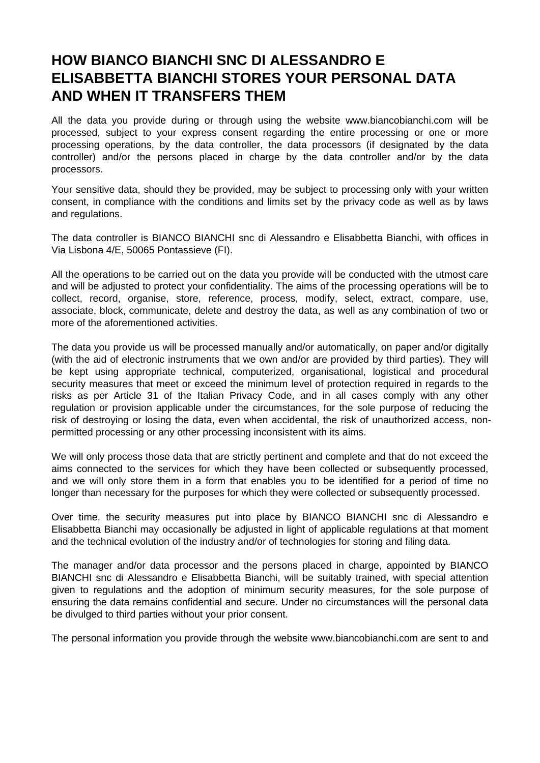# HOW BIANCO BIANCHI SNC DI ALESSANDRO E ELISABBETTA BIANCHI STORES YOUR PERSONAL DATA AND WHEN IT TRANSFERS THEM

All the data you provide during or through using the website www.biancobianchi.com will be processed, subject to your express consent regarding the entire processing or one or more processing operations, by the data controller, the data processors (if designated by the data controller) and/or the persons placed in charge by the data controller and/or by the data processors.

Your sensitive data, should they be provided, may be subject to processing only with your written consent, in compliance with the conditions and limits set by the privacy code as well as by laws and regulations.

The data controller is BIANCO BIANCHI snc di Alessandro e Elisabbetta Bianchi, with offices in Via Lisbona 4/E, 50065 Pontassieve (FI).

All the operations to be carried out on the data you provide will be conducted with the utmost care and will be adjusted to protect your confidentiality. The aims of the processing operations will be to collect, record, organise, store, reference, process, modify, select, extract, compare, use, associate, block, communicate, delete and destroy the data, as well as any combination of two or more of the aforementioned activities.

The data you provide us will be processed manually and/or automatically, on paper and/or digitally (with the aid of electronic instruments that we own and/or are provided by third parties). They will be kept using appropriate technical, computerized, organisational, logistical and procedural security measures that meet or exceed the minimum level of protection required in regards to the risks as per Article 31 of the Italian Privacy Code, and in all cases comply with any other regulation or provision applicable under the circumstances, for the sole purpose of reducing the risk of destroying or losing the data, even when accidental, the risk of unauthorized access, non-permitted processing or any other processing inconsistent with its aims.

We will only process those data that are strictly pertinent and complete and that do not exceed the aims connected to the services for which they have been collected or subsequently processed, and we will only store them in a form that enables you to be identified for a period of time no longer than necessary for the purposes for which they were collected or subsequently processed.

Over time, the security measures put into place by BIANCO BIANCHI snc di Alessandro e Elisabbetta Bianchi may occasionally be adjusted in light of applicable regulations at that moment and the technical evolution of the industry and/or of technologies for storing and filing data.

The manager and/or data processor and the persons placed in charge, appointed by BIANCO BIANCHI snc di Alessandro e Elisabbetta Bianchi, will be suitably trained, with special attention given to regulations and the adoption of minimum security measures, for the sole purpose of ensuring the data remains confidential and secure. Under no circumstances will the personal data be divulged to third parties without your prior consent.

The personal information you provide through the website www.biancobianchi.com are sent to and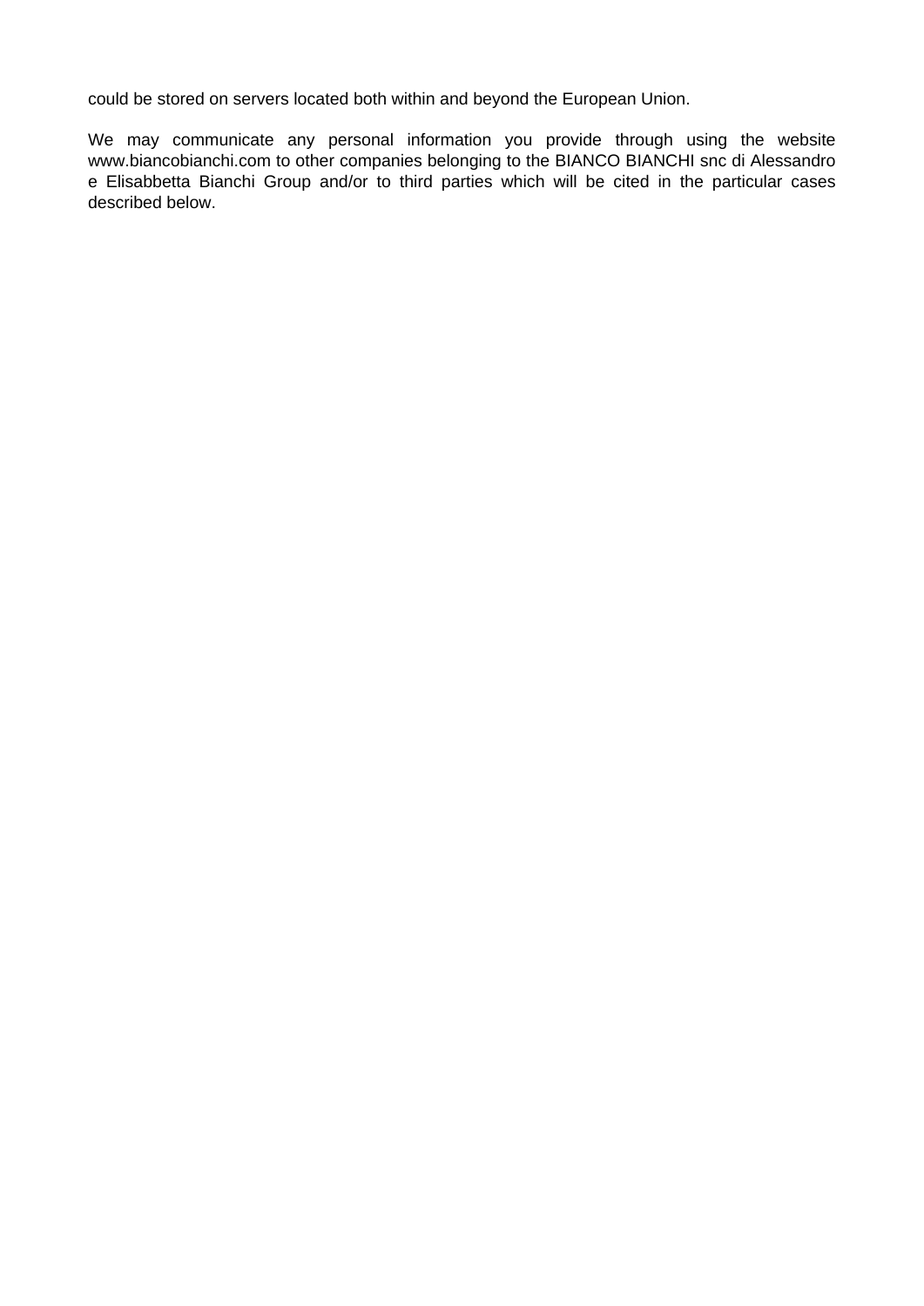could be stored on servers located both within and beyond the European Union.

We may communicate any personal information you provide through using the website www.biancobianchi.com to other companies belonging to the BIANCO BIANCHI snc di Alessandro e Elisabbetta Bianchi Group and/or to third parties which will be cited in the particular cases described below.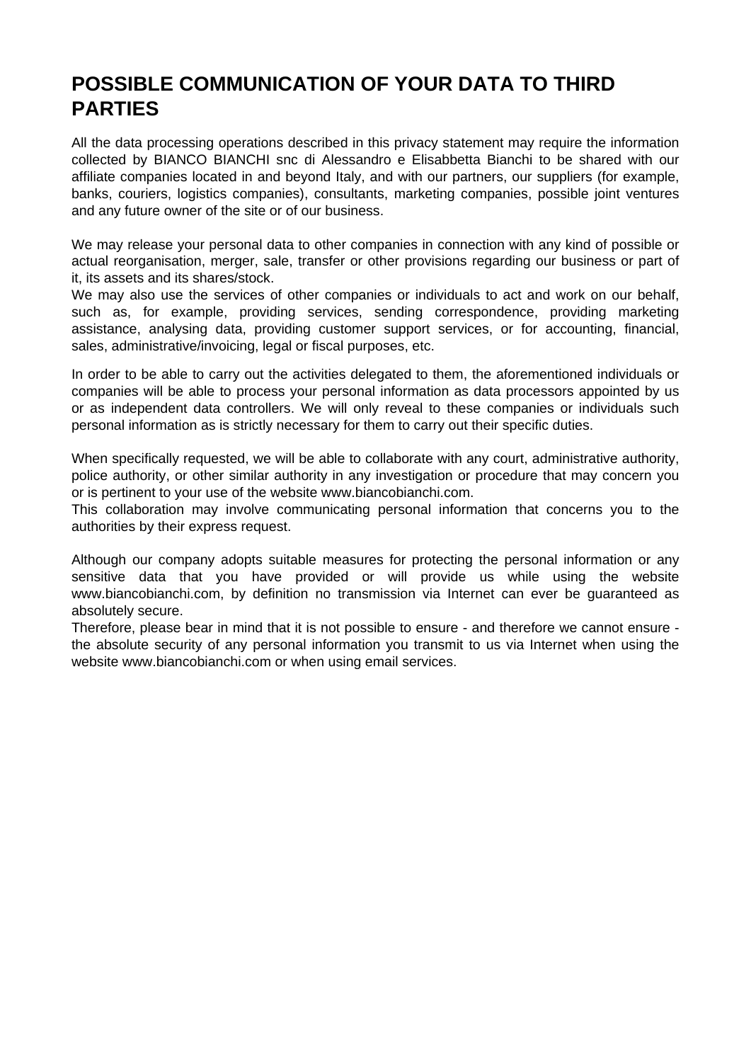# POSSIBLE COMMUNICATION OF YOUR DATA TO THIRD PARTIES

All the data processing operations described in this privacy statement may require the information collected by BIANCO BIANCHI snc di Alessandro e Elisabbetta Bianchi to be shared with our affiliate companies located in and beyond Italy, and with our partners, our suppliers (for example, banks, couriers, logistics companies), consultants, marketing companies, possible joint ventures and any future owner of the site or of our business.

We may release your personal data to other companies in connection with any kind of possible or actual reorganisation, merger, sale, transfer or other provisions regarding our business or part of it, its assets and its shares/stock.
We may also use the services of other companies or individuals to act and work on our behalf, such as, for example, providing services, sending correspondence, providing marketing assistance, analysing data, providing customer support services, or for accounting, financial, sales, administrative/invoicing, legal or fiscal purposes, etc.

In order to be able to carry out the activities delegated to them, the aforementioned individuals or companies will be able to process your personal information as data processors appointed by us or as independent data controllers. We will only reveal to these companies or individuals such personal information as is strictly necessary for them to carry out their specific duties.

When specifically requested, we will be able to collaborate with any court, administrative authority, police authority, or other similar authority in any investigation or procedure that may concern you or is pertinent to your use of the website www.biancobianchi.com.
This collaboration may involve communicating personal information that concerns you to the authorities by their express request.

Although our company adopts suitable measures for protecting the personal information or any sensitive data that you have provided or will provide us while using the website www.biancobianchi.com, by definition no transmission via Internet can ever be guaranteed as absolutely secure.
Therefore, please bear in mind that it is not possible to ensure - and therefore we cannot ensure - the absolute security of any personal information you transmit to us via Internet when using the website www.biancobianchi.com or when using email services.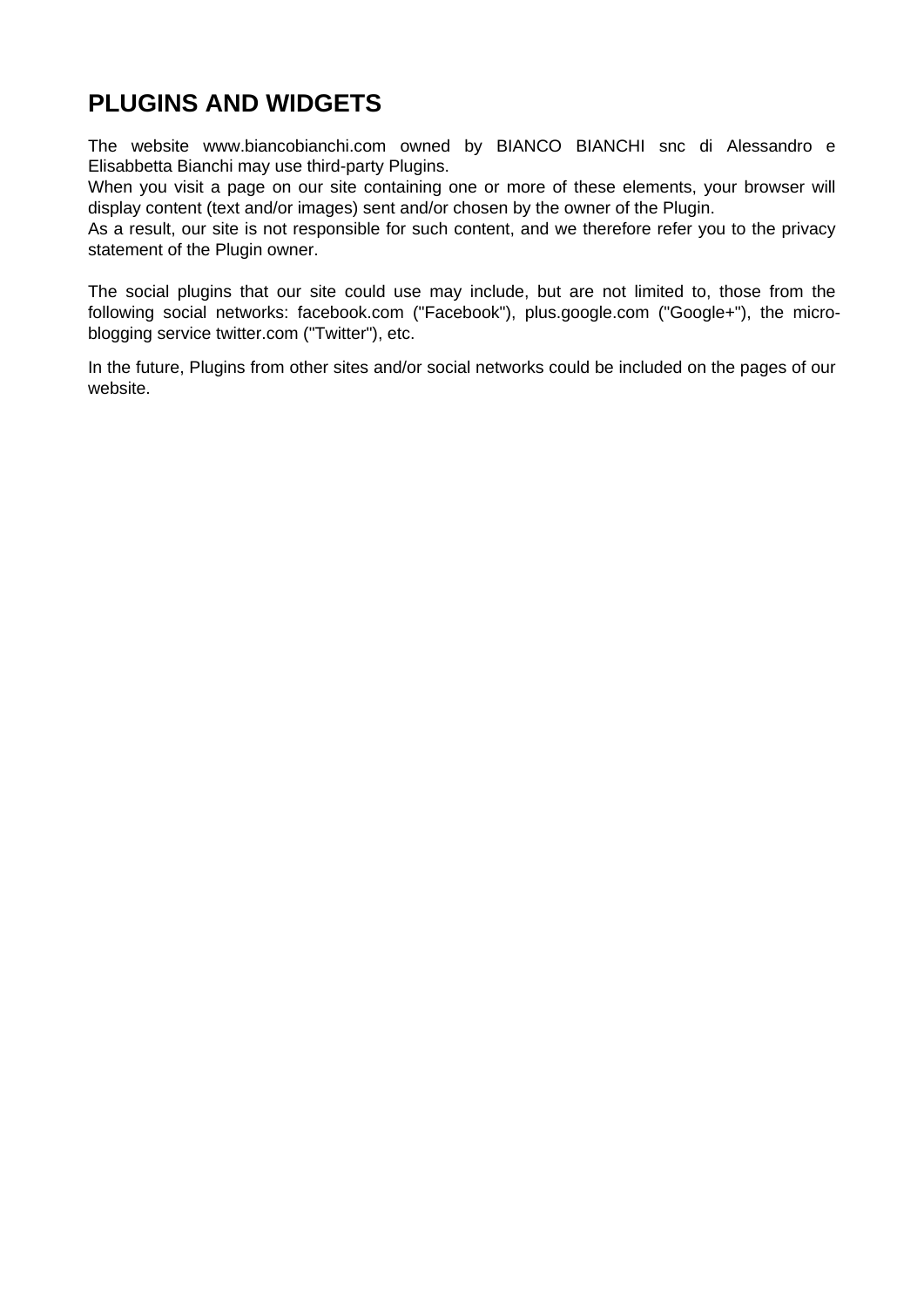# PLUGINS AND WIDGETS

The website www.biancobianchi.com owned by BIANCO BIANCHI snc di Alessandro e Elisabbetta Bianchi may use third-party Plugins.
When you visit a page on our site containing one or more of these elements, your browser will display content (text and/or images) sent and/or chosen by the owner of the Plugin.
As a result, our site is not responsible for such content, and we therefore refer you to the privacy statement of the Plugin owner.

The social plugins that our site could use may include, but are not limited to, those from the following social networks: facebook.com ("Facebook"), plus.google.com ("Google+"), the micro-blogging service twitter.com ("Twitter"), etc.

In the future, Plugins from other sites and/or social networks could be included on the pages of our website.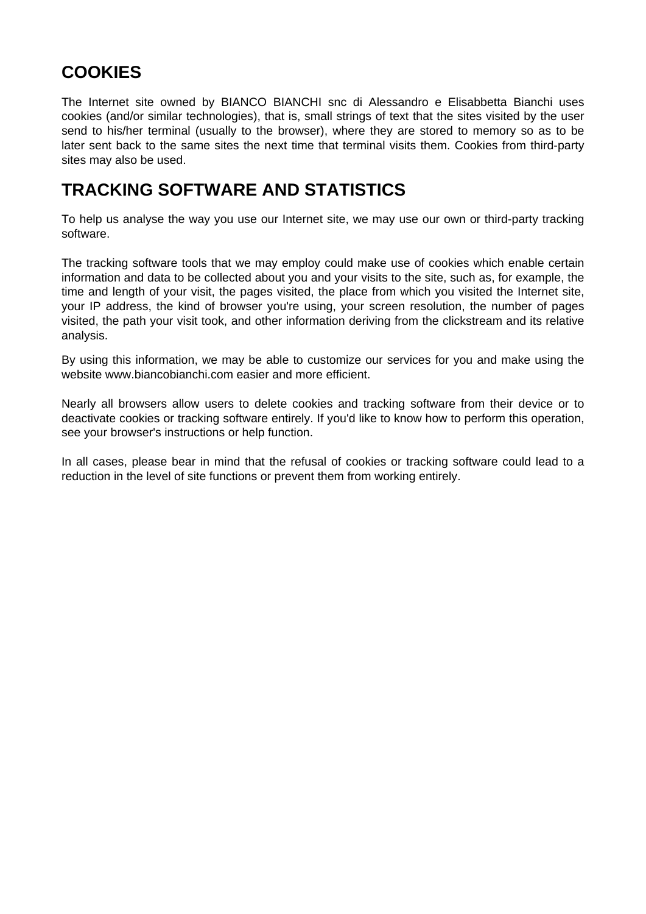## COOKIES

The Internet site owned by BIANCO BIANCHI snc di Alessandro e Elisabbetta Bianchi uses cookies (and/or similar technologies), that is, small strings of text that the sites visited by the user send to his/her terminal (usually to the browser), where they are stored to memory so as to be later sent back to the same sites the next time that terminal visits them. Cookies from third-party sites may also be used.

## TRACKING SOFTWARE AND STATISTICS

To help us analyse the way you use our Internet site, we may use our own or third-party tracking software.

The tracking software tools that we may employ could make use of cookies which enable certain information and data to be collected about you and your visits to the site, such as, for example, the time and length of your visit, the pages visited, the place from which you visited the Internet site, your IP address, the kind of browser you're using, your screen resolution, the number of pages visited, the path your visit took, and other information deriving from the clickstream and its relative analysis.

By using this information, we may be able to customize our services for you and make using the website www.biancobianchi.com easier and more efficient.

Nearly all browsers allow users to delete cookies and tracking software from their device or to deactivate cookies or tracking software entirely. If you'd like to know how to perform this operation, see your browser's instructions or help function.

In all cases, please bear in mind that the refusal of cookies or tracking software could lead to a reduction in the level of site functions or prevent them from working entirely.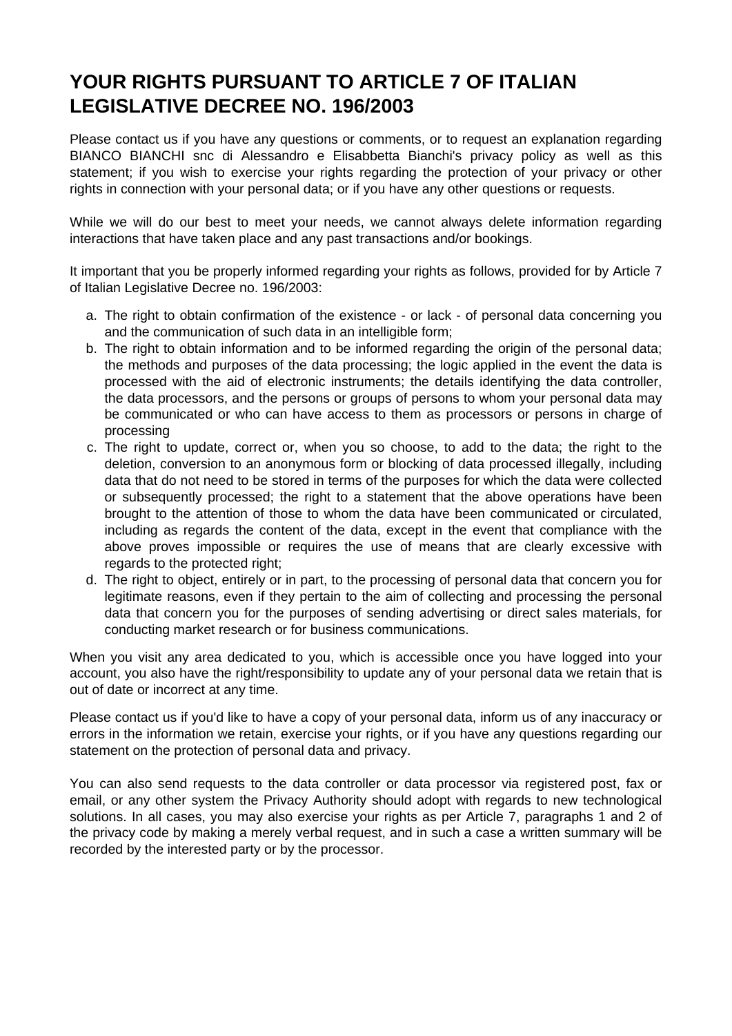# YOUR RIGHTS PURSUANT TO ARTICLE 7 OF ITALIAN LEGISLATIVE DECREE NO. 196/2003

Please contact us if you have any questions or comments, or to request an explanation regarding BIANCO BIANCHI snc di Alessandro e Elisabbetta Bianchi's privacy policy as well as this statement; if you wish to exercise your rights regarding the protection of your privacy or other rights in connection with your personal data; or if you have any other questions or requests.

While we will do our best to meet your needs, we cannot always delete information regarding interactions that have taken place and any past transactions and/or bookings.

It important that you be properly informed regarding your rights as follows, provided for by Article 7 of Italian Legislative Decree no. 196/2003:

a. The right to obtain confirmation of the existence - or lack - of personal data concerning you and the communication of such data in an intelligible form;
b. The right to obtain information and to be informed regarding the origin of the personal data; the methods and purposes of the data processing; the logic applied in the event the data is processed with the aid of electronic instruments; the details identifying the data controller, the data processors, and the persons or groups of persons to whom your personal data may be communicated or who can have access to them as processors or persons in charge of processing
c. The right to update, correct or, when you so choose, to add to the data; the right to the deletion, conversion to an anonymous form or blocking of data processed illegally, including data that do not need to be stored in terms of the purposes for which the data were collected or subsequently processed; the right to a statement that the above operations have been brought to the attention of those to whom the data have been communicated or circulated, including as regards the content of the data, except in the event that compliance with the above proves impossible or requires the use of means that are clearly excessive with regards to the protected right;
d. The right to object, entirely or in part, to the processing of personal data that concern you for legitimate reasons, even if they pertain to the aim of collecting and processing the personal data that concern you for the purposes of sending advertising or direct sales materials, for conducting market research or for business communications.

When you visit any area dedicated to you, which is accessible once you have logged into your account, you also have the right/responsibility to update any of your personal data we retain that is out of date or incorrect at any time.

Please contact us if you'd like to have a copy of your personal data, inform us of any inaccuracy or errors in the information we retain, exercise your rights, or if you have any questions regarding our statement on the protection of personal data and privacy.

You can also send requests to the data controller or data processor via registered post, fax or email, or any other system the Privacy Authority should adopt with regards to new technological solutions. In all cases, you may also exercise your rights as per Article 7, paragraphs 1 and 2 of the privacy code by making a merely verbal request, and in such a case a written summary will be recorded by the interested party or by the processor.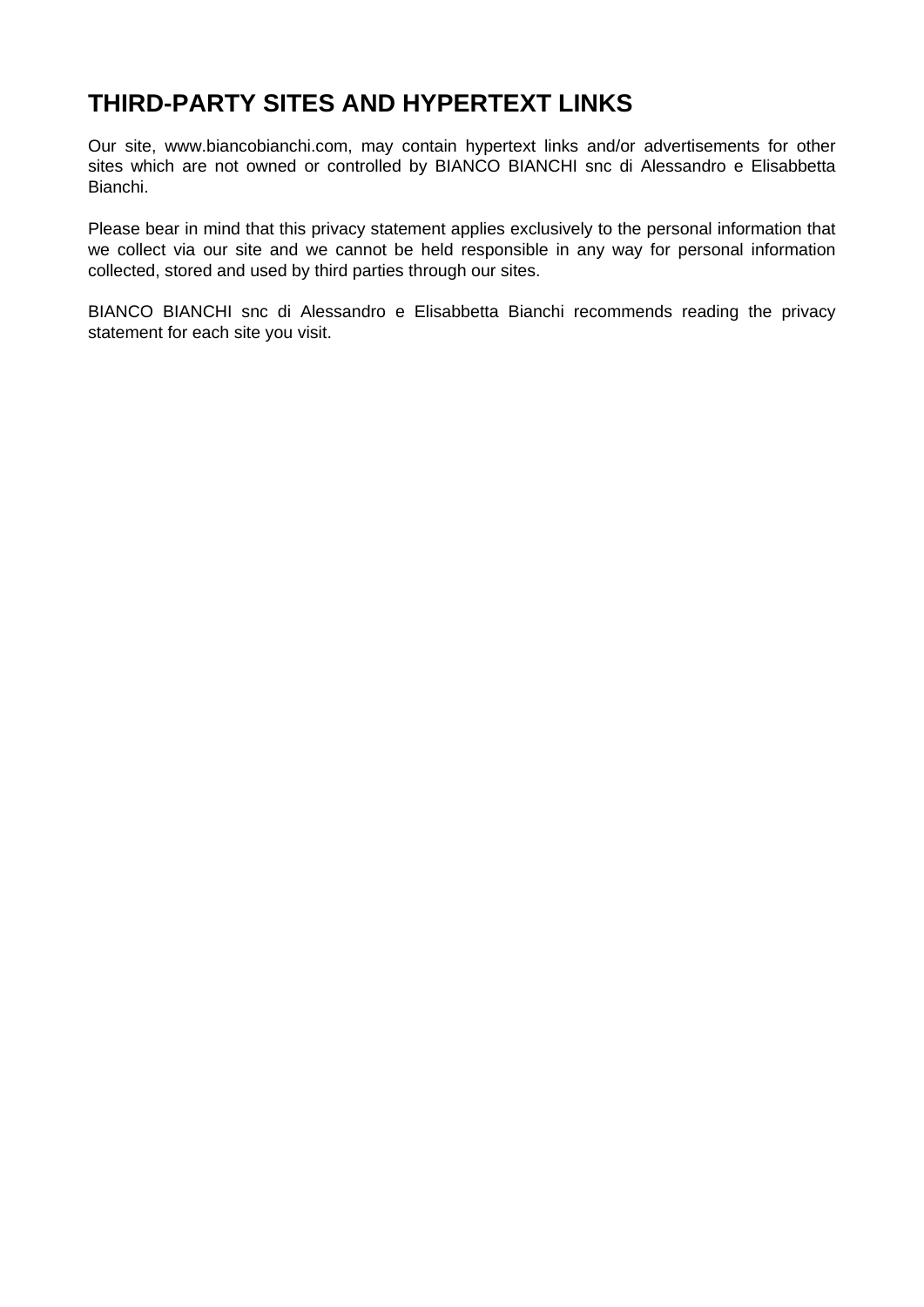## THIRD-PARTY SITES AND HYPERTEXT LINKS

Our site, www.biancobianchi.com, may contain hypertext links and/or advertisements for other sites which are not owned or controlled by BIANCO BIANCHI snc di Alessandro e Elisabbetta Bianchi.

Please bear in mind that this privacy statement applies exclusively to the personal information that we collect via our site and we cannot be held responsible in any way for personal information collected, stored and used by third parties through our sites.

BIANCO BIANCHI snc di Alessandro e Elisabbetta Bianchi recommends reading the privacy statement for each site you visit.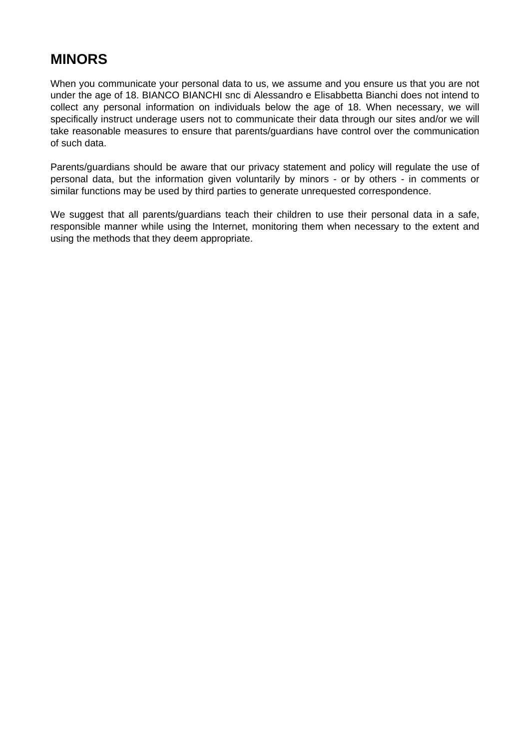## MINORS

When you communicate your personal data to us, we assume and you ensure us that you are not under the age of 18. BIANCO BIANCHI snc di Alessandro e Elisabbetta Bianchi does not intend to collect any personal information on individuals below the age of 18. When necessary, we will specifically instruct underage users not to communicate their data through our sites and/or we will take reasonable measures to ensure that parents/guardians have control over the communication of such data.

Parents/guardians should be aware that our privacy statement and policy will regulate the use of personal data, but the information given voluntarily by minors - or by others - in comments or similar functions may be used by third parties to generate unrequested correspondence.

We suggest that all parents/guardians teach their children to use their personal data in a safe, responsible manner while using the Internet, monitoring them when necessary to the extent and using the methods that they deem appropriate.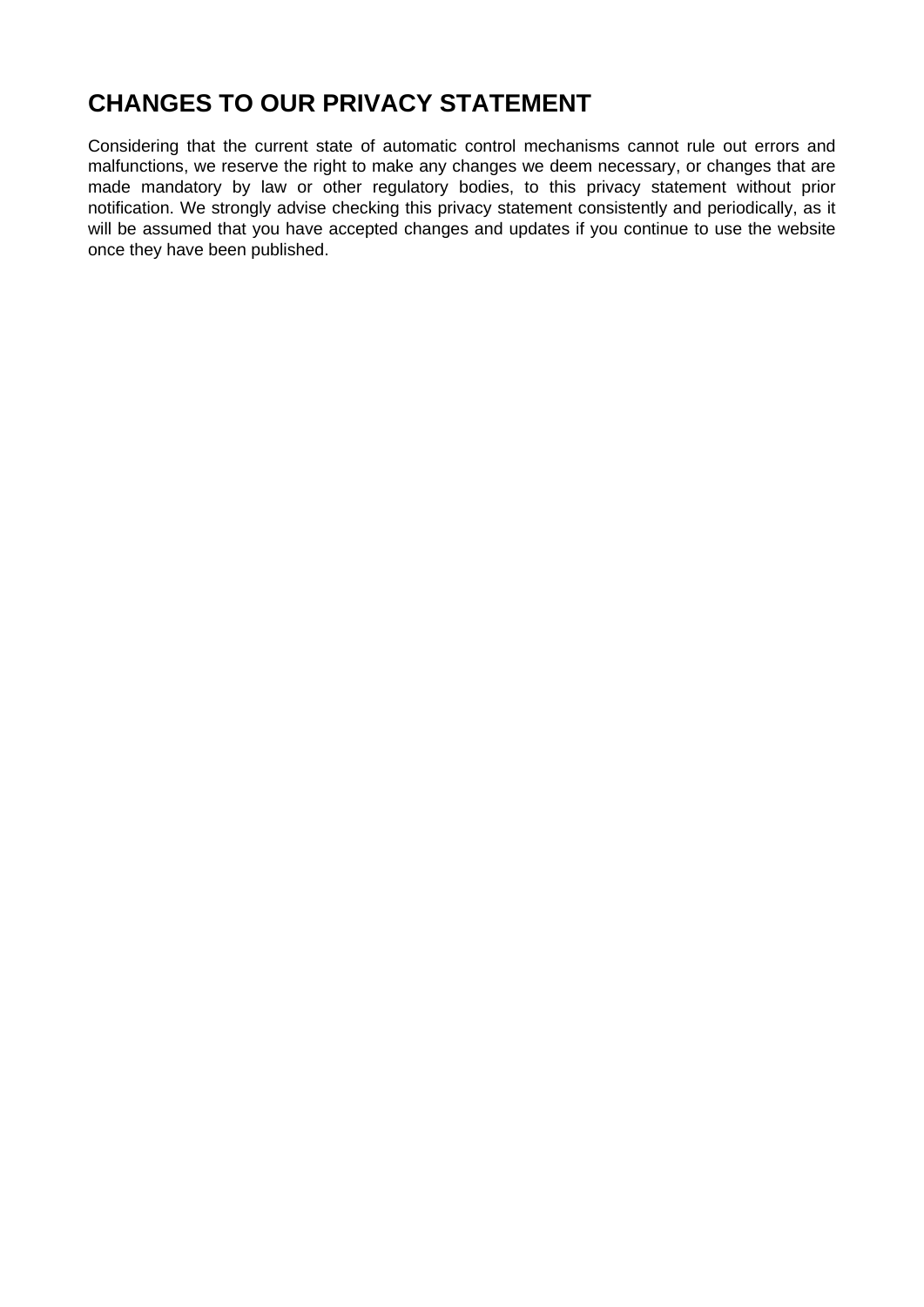## CHANGES TO OUR PRIVACY STATEMENT

Considering that the current state of automatic control mechanisms cannot rule out errors and malfunctions, we reserve the right to make any changes we deem necessary, or changes that are made mandatory by law or other regulatory bodies, to this privacy statement without prior notification. We strongly advise checking this privacy statement consistently and periodically, as it will be assumed that you have accepted changes and updates if you continue to use the website once they have been published.